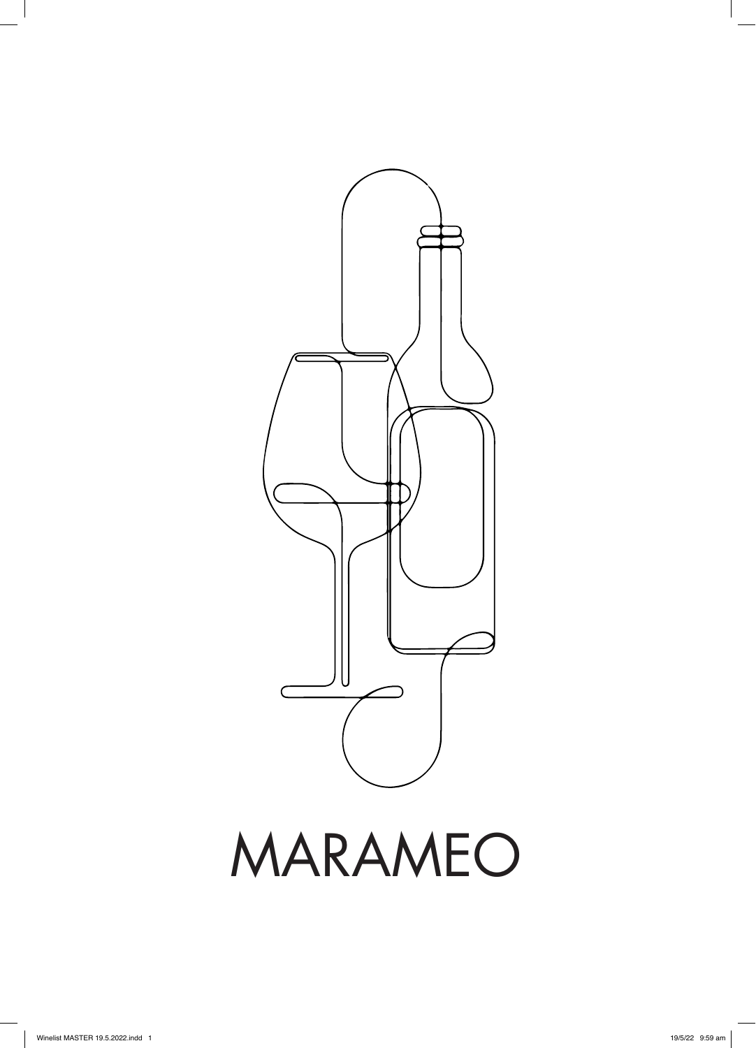# MARAMEO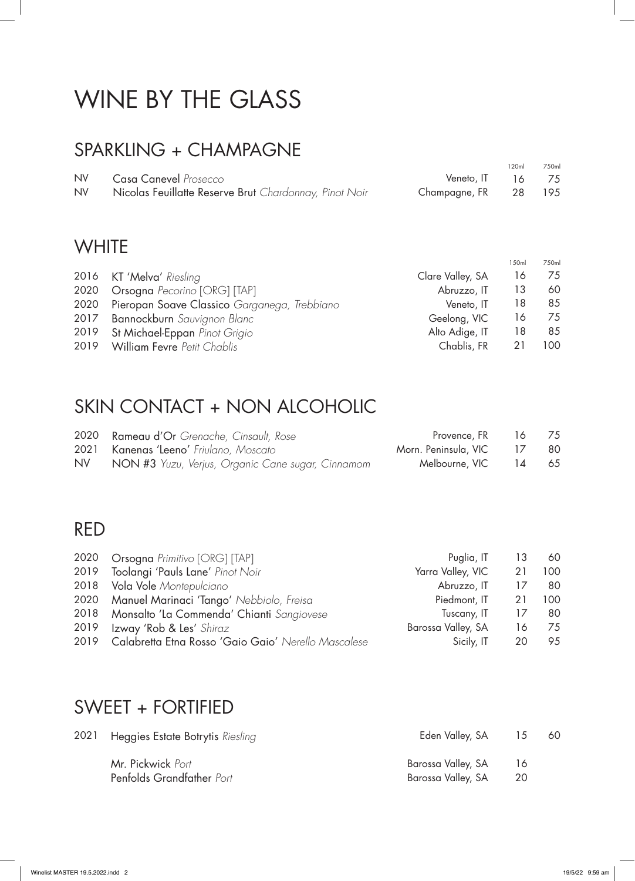# WINE BY THE GLASS

## SPARKLING + CHAMPAGNE

| | | | 120ml | 750ml |
|---|---|---|---|---|
| NV | **Casa Canevel** *Prosecco* | Veneto, IT | 16 | 75 |
| NV | **Nicolas Feuillatte Reserve Brut** *Chardonnay, Pinot Noir* | Champagne, FR | 28 | 195 |

## WHITE

| | | | 150ml | 750ml |
|---|---|---|---|---|
| 2016 | **KT 'Melva'** *Riesling* | Clare Valley, SA | 16 | 75 |
| 2020 | **Orsogna** *Pecorino* [ORG] [TAP] | Abruzzo, IT | 13 | 60 |
| 2020 | **Pieropan Soave Classico** *Garganega, Trebbiano* | Veneto, IT | 18 | 85 |
| 2017 | **Bannockburn** *Sauvignon Blanc* | Geelong, VIC | 16 | 75 |
| 2019 | **St Michael-Eppan** *Pinot Grigio* | Alto Adige, IT | 18 | 85 |
| 2019 | **William Fevre** *Petit Chablis* | Chablis, FR | 21 | 100 |

## SKIN CONTACT + NON ALCOHOLIC

| | | | | |
|---|---|---|---|---|
| 2020 | **Rameau d'Or** *Grenache, Cinsault, Rose* | Provence, FR | 16 | 75 |
| 2021 | **Kanenas 'Leeno'** *Friulano, Moscato* | Morn. Peninsula, VIC | 17 | 80 |
| NV | **NON #3** *Yuzu, Verjus, Organic Cane sugar, Cinnamom* | Melbourne, VIC | 14 | 65 |

## RED

| | | | | |
|---|---|---|---|---|
| 2020 | **Orsogna** *Primitivo* [ORG] [TAP] | Puglia, IT | 13 | 60 |
| 2019 | **Toolangi 'Pauls Lane'** *Pinot Noir* | Yarra Valley, VIC | 21 | 100 |
| 2018 | **Vola Vole** *Montepulciano* | Abruzzo, IT | 17 | 80 |
| 2020 | **Manuel Marinaci 'Tango'** *Nebbiolo, Freisa* | Piedmont, IT | 21 | 100 |
| 2018 | **Monsalto 'La Commenda' Chianti** *Sangiovese* | Tuscany, IT | 17 | 80 |
| 2019 | **Izway 'Rob & Les'** *Shiraz* | Barossa Valley, SA | 16 | 75 |
| 2019 | **Calabretta Etna Rosso 'Gaio Gaio'** *Nerello Mascalese* | Sicily, IT | 20 | 95 |

## SWEET + FORTIFIED

| | | | | |
|---|---|---|---|---|
| 2021 | **Heggies Estate Botrytis** *Riesling* | Eden Valley, SA | 15 | 60 |
| | **Mr. Pickwick** *Port* | Barossa Valley, SA | 16 | |
| | **Penfolds Grandfather** *Port* | Barossa Valley, SA | 20 | |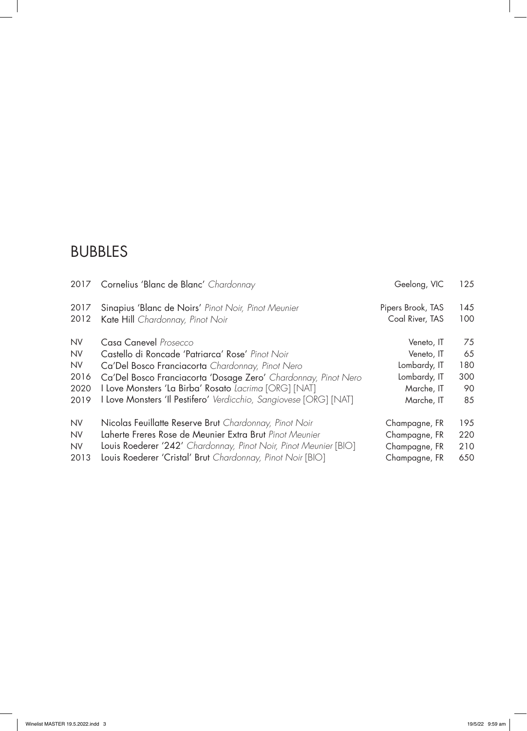# BUBBLES

| | | | |
|---|---|---|---|
| 2017 | Cornelius 'Blanc de Blanc' *Chardonnay* | Geelong, VIC | 125 |
| 2017 | Sinapius 'Blanc de Noirs' *Pinot Noir, Pinot Meunier* | Pipers Brook, TAS | 145 |
| 2012 | Kate Hill *Chardonnay, Pinot Noir* | Coal River, TAS | 100 |
| NV | Casa Canevel *Prosecco* | Veneto, IT | 75 |
| NV | Castello di Roncade 'Patriarca' Rose' *Pinot Noir* | Veneto, IT | 65 |
| NV | Ca'Del Bosco Franciacorta *Chardonnay, Pinot Nero* | Lombardy, IT | 180 |
| 2016 | Ca'Del Bosco Franciacorta 'Dosage Zero' *Chardonnay, Pinot Nero* | Lombardy, IT | 300 |
| 2020 | I Love Monsters 'La Birba' Rosato *Lacrima* [ORG] [NAT] | Marche, IT | 90 |
| 2019 | I Love Monsters 'Il Pestifero' *Verdicchio, Sangiovese* [ORG] [NAT] | Marche, IT | 85 |
| NV | Nicolas Feuillatte Reserve Brut *Chardonnay, Pinot Noir* | Champagne, FR | 195 |
| NV | Laherte Freres Rose de Meunier Extra Brut *Pinot Meunier* | Champagne, FR | 220 |
| NV | Louis Roederer '242' *Chardonnay, Pinot Noir, Pinot Meunier* [BIO] | Champagne, FR | 210 |
| 2013 | Louis Roederer 'Cristal' Brut *Chardonnay, Pinot Noir* [BIO] | Champagne, FR | 650 |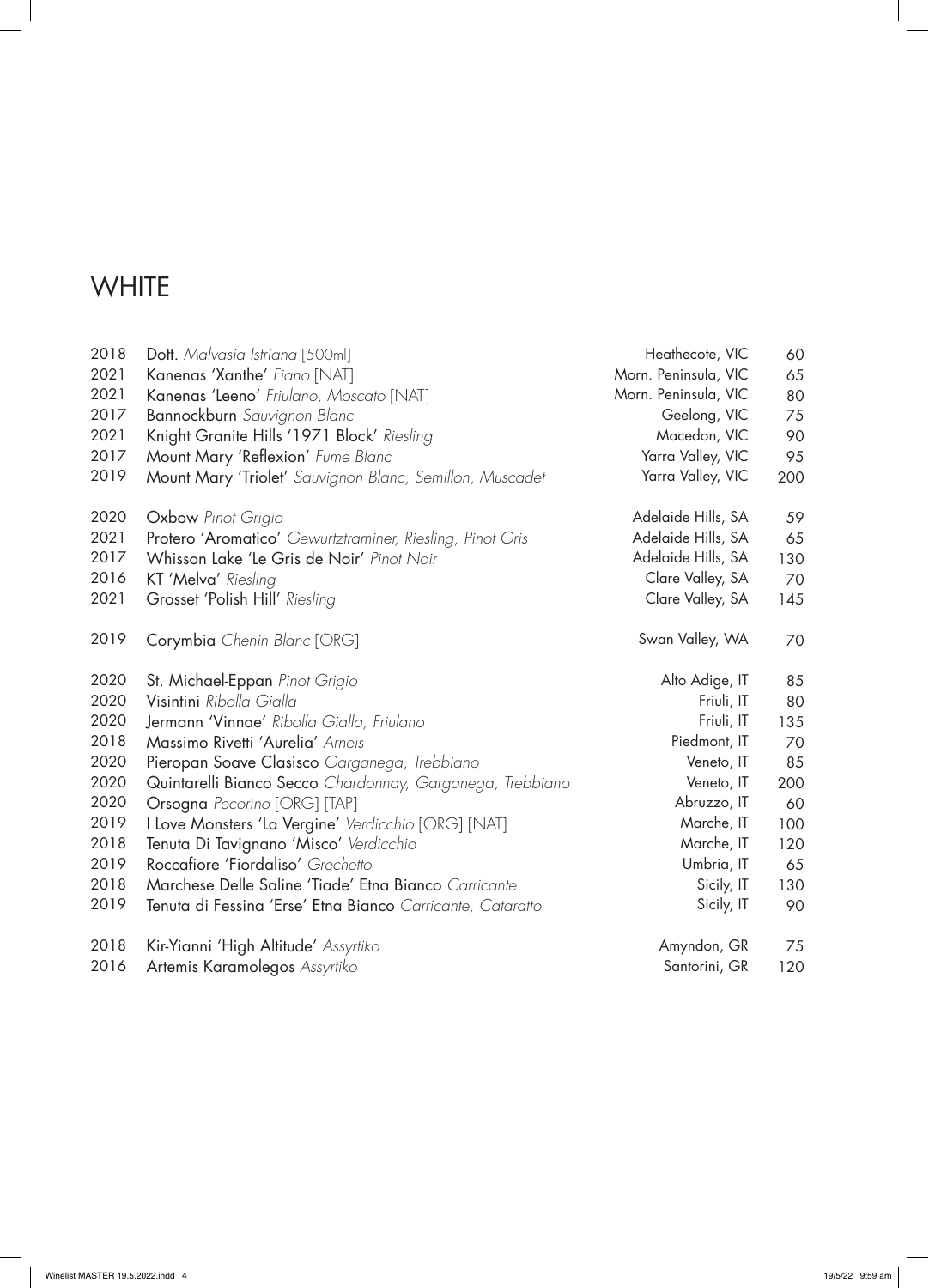# WHITE

| | | | |
|---|---|---|---|
| 2018 | **Dott.** *Malvasia Istriana* [500ml] | Heathecote, VIC | 60 |
| 2021 | **Kanenas 'Xanthe'** *Fiano* [NAT] | Morn. Peninsula, VIC | 65 |
| 2021 | **Kanenas 'Leeno'** *Friulano, Moscato* [NAT] | Morn. Peninsula, VIC | 80 |
| 2017 | **Bannockburn** *Sauvignon Blanc* | Geelong, VIC | 75 |
| 2021 | **Knight Granite Hills '1971 Block'** *Riesling* | Macedon, VIC | 90 |
| 2017 | **Mount Mary 'Reflexion'** *Fume Blanc* | Yarra Valley, VIC | 95 |
| 2019 | **Mount Mary 'Triolet'** *Sauvignon Blanc, Semillon, Muscadet* | Yarra Valley, VIC | 200 |
| | | | |
| 2020 | **Oxbow** *Pinot Grigio* | Adelaide Hills, SA | 59 |
| 2021 | **Protero 'Aromatico'** *Gewurtztraminer, Riesling, Pinot Gris* | Adelaide Hills, SA | 65 |
| 2017 | **Whisson Lake 'Le Gris de Noir'** *Pinot Noir* | Adelaide Hills, SA | 130 |
| 2016 | **KT 'Melva'** *Riesling* | Clare Valley, SA | 70 |
| 2021 | **Grosset 'Polish Hill'** *Riesling* | Clare Valley, SA | 145 |
| | | | |
| 2019 | **Corymbia** *Chenin Blanc* [ORG] | Swan Valley, WA | 70 |
| | | | |
| 2020 | **St. Michael-Eppan** *Pinot Grigio* | Alto Adige, IT | 85 |
| 2020 | **Visintini** *Ribolla Gialla* | Friuli, IT | 80 |
| 2020 | **Jermann 'Vinnae'** *Ribolla Gialla, Friulano* | Friuli, IT | 135 |
| 2018 | **Massimo Rivetti 'Aurelia'** *Arneis* | Piedmont, IT | 70 |
| 2020 | **Pieropan Soave Clasisco** *Garganega, Trebbiano* | Veneto, IT | 85 |
| 2020 | **Quintarelli Bianco Secco** *Chardonnay, Garganega, Trebbiano* | Veneto, IT | 200 |
| 2020 | **Orsogna** *Pecorino* [ORG] [TAP] | Abruzzo, IT | 60 |
| 2019 | **I Love Monsters 'La Vergine'** *Verdicchio* [ORG] [NAT] | Marche, IT | 100 |
| 2018 | **Tenuta Di Tavignano 'Misco'** *Verdicchio* | Marche, IT | 120 |
| 2019 | **Roccafiore 'Fiordaliso'** *Grechetto* | Umbria, IT | 65 |
| 2018 | **Marchese Delle Saline 'Tiade' Etna Bianco** *Carricante* | Sicily, IT | 130 |
| 2019 | **Tenuta di Fessina 'Erse' Etna Bianco** *Carricante, Cataratto* | Sicily, IT | 90 |
| | | | |
| 2018 | **Kir-Yianni 'High Altitude'** *Assyrtiko* | Amyndon, GR | 75 |
| 2016 | **Artemis Karamolegos** *Assyrtiko* | Santorini, GR | 120 |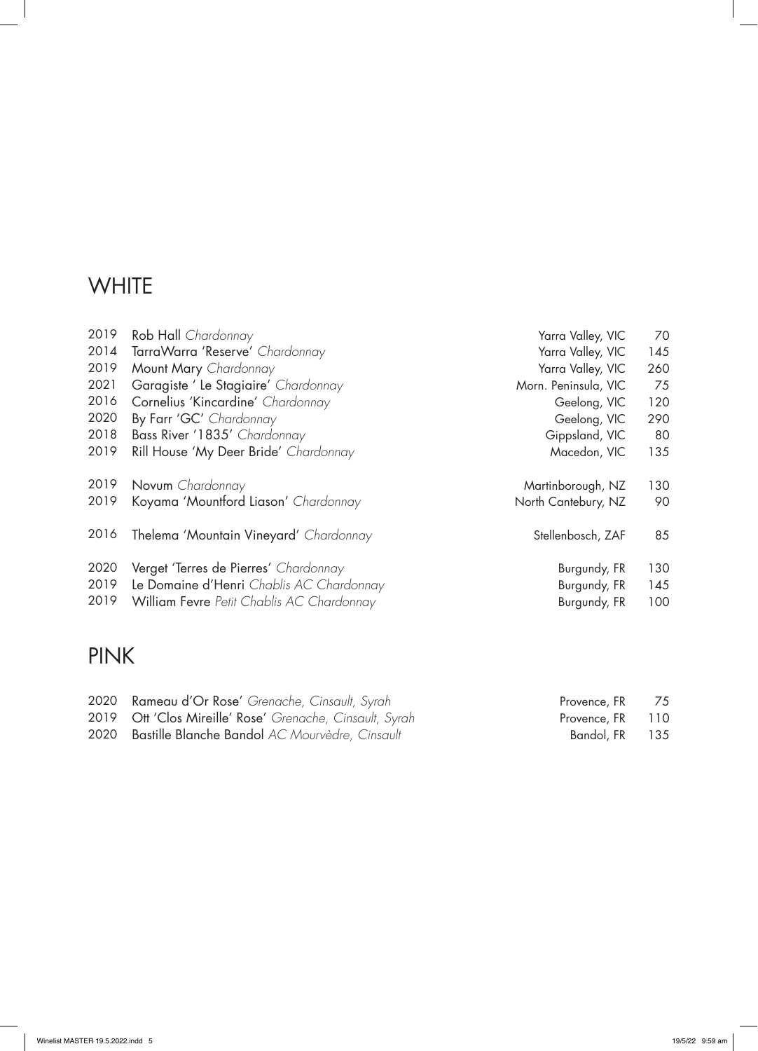## WHITE

| | | | |
|---|---|---|---|
| 2019 | Rob Hall *Chardonnay* | Yarra Valley, VIC | 70 |
| 2014 | TarraWarra 'Reserve' *Chardonnay* | Yarra Valley, VIC | 145 |
| 2019 | Mount Mary *Chardonnay* | Yarra Valley, VIC | 260 |
| 2021 | Garagiste ' Le Stagiaire' *Chardonnay* | Morn. Peninsula, VIC | 75 |
| 2016 | Cornelius 'Kincardine' *Chardonnay* | Geelong, VIC | 120 |
| 2020 | By Farr 'GC' *Chardonnay* | Geelong, VIC | 290 |
| 2018 | Bass River '1835' *Chardonnay* | Gippsland, VIC | 80 |
| 2019 | Rill House 'My Deer Bride' *Chardonnay* | Macedon, VIC | 135 |
| 2019 | Novum *Chardonnay* | Martinborough, NZ | 130 |
| 2019 | Koyama 'Mountford Liason' *Chardonnay* | North Cantebury, NZ | 90 |
| 2016 | Thelema 'Mountain Vineyard' *Chardonnay* | Stellenbosch, ZAF | 85 |
| 2020 | Verget 'Terres de Pierres' *Chardonnay* | Burgundy, FR | 130 |
| 2019 | Le Domaine d'Henri *Chablis AC Chardonnay* | Burgundy, FR | 145 |
| 2019 | William Fevre *Petit Chablis AC Chardonnay* | Burgundy, FR | 100 |

## PINK

| | | | |
|---|---|---|---|
| 2020 | Rameau d'Or Rose' *Grenache, Cinsault, Syrah* | Provence, FR | 75 |
| 2019 | Ott 'Clos Mireille' Rose' *Grenache, Cinsault, Syrah* | Provence, FR | 110 |
| 2020 | Bastille Blanche Bandol *AC Mourvèdre, Cinsault* | Bandol, FR | 135 |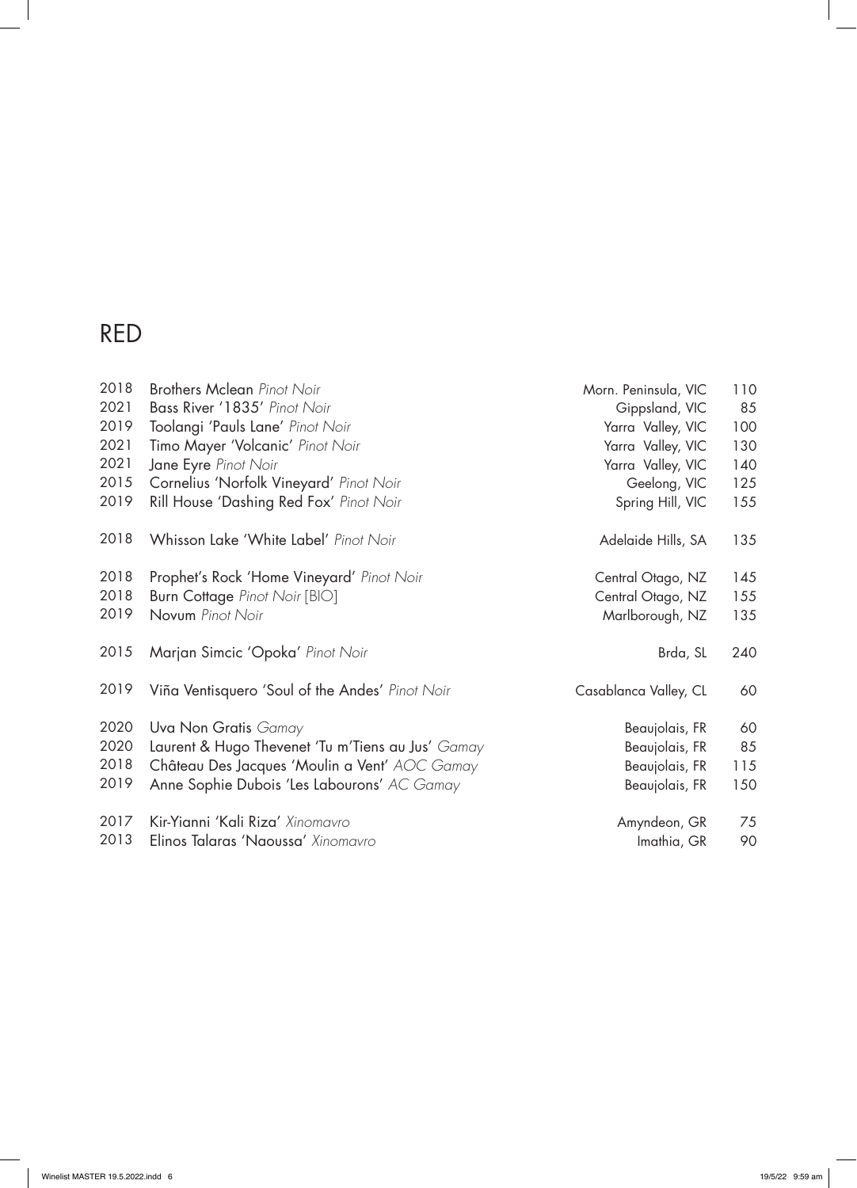# RED

| | | | |
|---|---|---|---|
| 2018 | Brothers Mclean *Pinot Noir* | Morn. Peninsula, VIC | 110 |
| 2021 | Bass River '1835' *Pinot Noir* | Gippsland, VIC | 85 |
| 2019 | Toolangi 'Pauls Lane' *Pinot Noir* | Yarra Valley, VIC | 100 |
| 2021 | Timo Mayer 'Volcanic' *Pinot Noir* | Yarra Valley, VIC | 130 |
| 2021 | Jane Eyre *Pinot Noir* | Yarra Valley, VIC | 140 |
| 2015 | Cornelius 'Norfolk Vineyard' *Pinot Noir* | Geelong, VIC | 125 |
| 2019 | Rill House 'Dashing Red Fox' *Pinot Noir* | Spring Hill, VIC | 155 |
| 2018 | Whisson Lake 'White Label' *Pinot Noir* | Adelaide Hills, SA | 135 |
| 2018 | Prophet's Rock 'Home Vineyard' *Pinot Noir* | Central Otago, NZ | 145 |
| 2018 | Burn Cottage *Pinot Noir* [BIO] | Central Otago, NZ | 155 |
| 2019 | Novum *Pinot Noir* | Marlborough, NZ | 135 |
| 2015 | Marjan Simcic 'Opoka' *Pinot Noir* | Brda, SL | 240 |
| 2019 | Viña Ventisquero 'Soul of the Andes' *Pinot Noir* | Casablanca Valley, CL | 60 |
| 2020 | Uva Non Gratis *Gamay* | Beaujolais, FR | 60 |
| 2020 | Laurent & Hugo Thevenet 'Tu m'Tiens au Jus' *Gamay* | Beaujolais, FR | 85 |
| 2018 | Château Des Jacques 'Moulin a Vent' *AOC Gamay* | Beaujolais, FR | 115 |
| 2019 | Anne Sophie Dubois 'Les Labourons' *AC Gamay* | Beaujolais, FR | 150 |
| 2017 | Kir-Yianni 'Kali Riza' *Xinomavro* | Amyndeon, GR | 75 |
| 2013 | Elinos Talaras 'Naoussa' *Xinomavro* | Imathia, GR | 90 |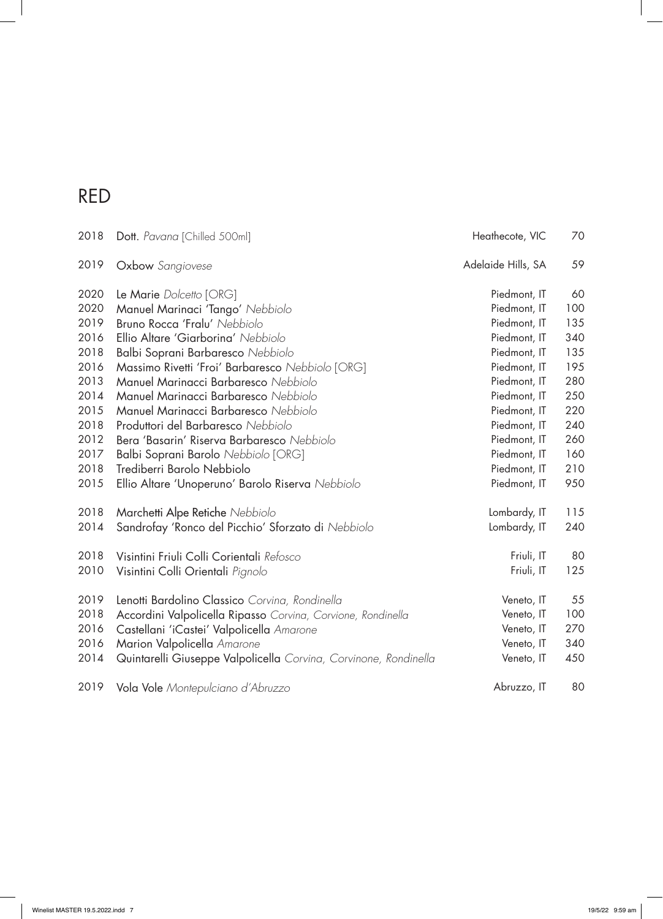# RED

| | | | |
|---|---|---|---|
| 2018 | **Dott.** *Pavana* [Chilled 500ml] | Heathecote, VIC | 70 |
| 2019 | **Oxbow** *Sangiovese* | Adelaide Hills, SA | 59 |
| 2020 | **Le Marie** *Dolcetto* [ORG] | Piedmont, IT | 60 |
| 2020 | **Manuel Marinaci 'Tango'** *Nebbiolo* | Piedmont, IT | 100 |
| 2019 | **Bruno Rocca 'Fralu'** *Nebbiolo* | Piedmont, IT | 135 |
| 2016 | **Ellio Altare 'Giarborina'** *Nebbiolo* | Piedmont, IT | 340 |
| 2018 | **Balbi Soprani Barbaresco** *Nebbiolo* | Piedmont, IT | 135 |
| 2016 | **Massimo Rivetti 'Froi' Barbaresco** *Nebbiolo* [ORG] | Piedmont, IT | 195 |
| 2013 | **Manuel Marinacci Barbaresco** *Nebbiolo* | Piedmont, IT | 280 |
| 2014 | **Manuel Marinacci Barbaresco** *Nebbiolo* | Piedmont, IT | 250 |
| 2015 | **Manuel Marinacci Barbaresco** *Nebbiolo* | Piedmont, IT | 220 |
| 2018 | **Produttori del Barbaresco** *Nebbiolo* | Piedmont, IT | 240 |
| 2012 | **Bera 'Basarin' Riserva Barbaresco** *Nebbiolo* | Piedmont, IT | 260 |
| 2017 | **Balbi Soprani Barolo** *Nebbiolo* [ORG] | Piedmont, IT | 160 |
| 2018 | **Trediberri Barolo Nebbiolo** | Piedmont, IT | 210 |
| 2015 | **Ellio Altare 'Unoperuno' Barolo Riserva** *Nebbiolo* | Piedmont, IT | 950 |
| 2018 | **Marchetti Alpe Retiche** *Nebbiolo* | Lombardy, IT | 115 |
| 2014 | **Sandrofay 'Ronco del Picchio' Sforzato di** *Nebbiolo* | Lombardy, IT | 240 |
| 2018 | **Visintini Friuli Colli Corientali** *Refosco* | Friuli, IT | 80 |
| 2010 | **Visintini Colli Orientali** *Pignolo* | Friuli, IT | 125 |
| 2019 | **Lenotti Bardolino Classico** *Corvina, Rondinella* | Veneto, IT | 55 |
| 2018 | **Accordini Valpolicella Ripasso** *Corvina, Corvione, Rondinella* | Veneto, IT | 100 |
| 2016 | **Castellani 'iCastei' Valpolicella** *Amarone* | Veneto, IT | 270 |
| 2016 | **Marion Valpolicella** *Amarone* | Veneto, IT | 340 |
| 2014 | **Quintarelli Giuseppe Valpolicella** *Corvina, Corvinone, Rondinella* | Veneto, IT | 450 |
| 2019 | **Vola Vole** *Montepulciano d'Abruzzo* | Abruzzo, IT | 80 |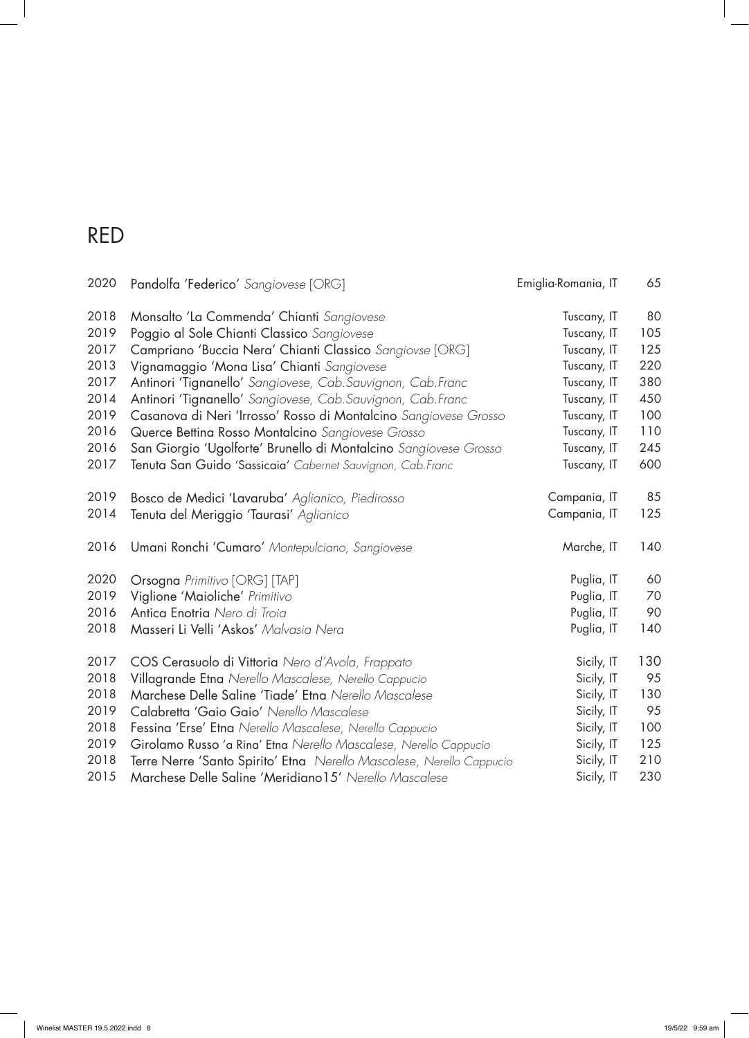# RED

| | | | |
|---|---|---|---|
| 2020 | Pandolfa 'Federico' *Sangiovese* [ORG] | Emiglia-Romania, IT | 65 |
| | | | |
| 2018 | Monsalto 'La Commenda' Chianti *Sangiovese* | Tuscany, IT | 80 |
| 2019 | Poggio al Sole Chianti Classico *Sangiovese* | Tuscany, IT | 105 |
| 2017 | Campriano 'Buccia Nera' Chianti Classico *Sangiovse* [ORG] | Tuscany, IT | 125 |
| 2013 | Vignamaggio 'Mona Lisa' Chianti *Sangiovese* | Tuscany, IT | 220 |
| 2017 | Antinori 'Tignanello' *Sangiovese, Cab.Sauvignon, Cab.Franc* | Tuscany, IT | 380 |
| 2014 | Antinori 'Tignanello' *Sangiovese, Cab.Sauvignon, Cab.Franc* | Tuscany, IT | 450 |
| 2019 | Casanova di Neri 'Irrosso' Rosso di Montalcino *Sangiovese Grosso* | Tuscany, IT | 100 |
| 2016 | Querce Bettina Rosso Montalcino *Sangiovese Grosso* | Tuscany, IT | 110 |
| 2016 | San Giorgio 'Ugolforte' Brunello di Montalcino *Sangiovese Grosso* | Tuscany, IT | 245 |
| 2017 | Tenuta San Guido 'Sassicaia' *Cabernet Sauvignon, Cab.Franc* | Tuscany, IT | 600 |
| | | | |
| 2019 | Bosco de Medici 'Lavaruba' *Aglianico, Piedirosso* | Campania, IT | 85 |
| 2014 | Tenuta del Meriggio 'Taurasi' *Aglianico* | Campania, IT | 125 |
| | | | |
| 2016 | Umani Ronchi 'Cumaro' *Montepulciano, Sangiovese* | Marche, IT | 140 |
| | | | |
| 2020 | Orsogna *Primitivo* [ORG] [TAP] | Puglia, IT | 60 |
| 2019 | Viglione 'Maioliche' *Primitivo* | Puglia, IT | 70 |
| 2016 | Antica Enotria *Nero di Troia* | Puglia, IT | 90 |
| 2018 | Masseri Li Velli 'Askos' *Malvasia Nera* | Puglia, IT | 140 |
| | | | |
| 2017 | COS Cerasuolo di Vittoria *Nero d'Avola, Frappato* | Sicily, IT | 130 |
| 2018 | Villagrande Etna *Nerello Mascalese, Nerello Cappucio* | Sicily, IT | 95 |
| 2018 | Marchese Delle Saline 'Tiade' Etna *Nerello Mascalese* | Sicily, IT | 130 |
| 2019 | Calabretta 'Gaio Gaio' *Nerello Mascalese* | Sicily, IT | 95 |
| 2018 | Fessina 'Erse' Etna *Nerello Mascalese, Nerello Cappucio* | Sicily, IT | 100 |
| 2019 | Girolamo Russo 'a Rina' Etna *Nerello Mascalese, Nerello Cappucio* | Sicily, IT | 125 |
| 2018 | Terre Nerre 'Santo Spirito' Etna *Nerello Mascalese, Nerello Cappucio* | Sicily, IT | 210 |
| 2015 | Marchese Delle Saline 'Meridiano15' *Nerello Mascalese* | Sicily, IT | 230 |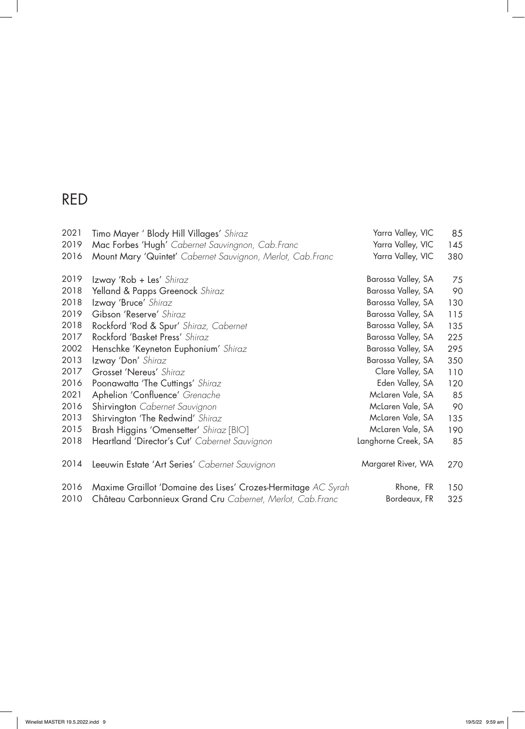# RED

| | | | |
|---|---|---|---|
| 2021 | Timo Mayer ' Blody Hill Villages' *Shiraz* | Yarra Valley, VIC | 85 |
| 2019 | Mac Forbes 'Hugh' *Cabernet Sauvingnon, Cab.Franc* | Yarra Valley, VIC | 145 |
| 2016 | Mount Mary 'Quintet' *Cabernet Sauvignon, Merlot, Cab.Franc* | Yarra Valley, VIC | 380 |
| | | | |
| 2019 | Izway 'Rob + Les' *Shiraz* | Barossa Valley, SA | 75 |
| 2018 | Yelland & Papps Greenock *Shiraz* | Barossa Valley, SA | 90 |
| 2018 | Izway 'Bruce' *Shiraz* | Barossa Valley, SA | 130 |
| 2019 | Gibson 'Reserve' *Shiraz* | Barossa Valley, SA | 115 |
| 2018 | Rockford 'Rod & Spur' *Shiraz, Cabernet* | Barossa Valley, SA | 135 |
| 2017 | Rockford 'Basket Press' *Shiraz* | Barossa Valley, SA | 225 |
| 2002 | Henschke 'Keyneton Euphonium' *Shiraz* | Barossa Valley, SA | 295 |
| 2013 | Izway 'Don' *Shiraz* | Barossa Valley, SA | 350 |
| 2017 | Grosset 'Nereus' *Shiraz* | Clare Valley, SA | 110 |
| 2016 | Poonawatta 'The Cuttings' *Shiraz* | Eden Valley, SA | 120 |
| 2021 | Aphelion 'Confluence' *Grenache* | McLaren Vale, SA | 85 |
| 2016 | Shirvington *Cabernet Sauvignon* | McLaren Vale, SA | 90 |
| 2013 | Shirvington 'The Redwind' *Shiraz* | McLaren Vale, SA | 135 |
| 2015 | Brash Higgins 'Omensetter' *Shiraz* [BIO] | McLaren Vale, SA | 190 |
| 2018 | Heartland 'Director's Cut' *Cabernet Sauvignon* | Langhorne Creek, SA | 85 |
| | | | |
| 2014 | Leeuwin Estate 'Art Series' *Cabernet Sauvignon* | Margaret River, WA | 270 |
| | | | |
| 2016 | Maxime Graillot 'Domaine des Lises' Crozes-Hermitage *AC Syrah* | Rhone, FR | 150 |
| 2010 | Château Carbonnieux Grand Cru *Cabernet, Merlot, Cab.Franc* | Bordeaux, FR | 325 |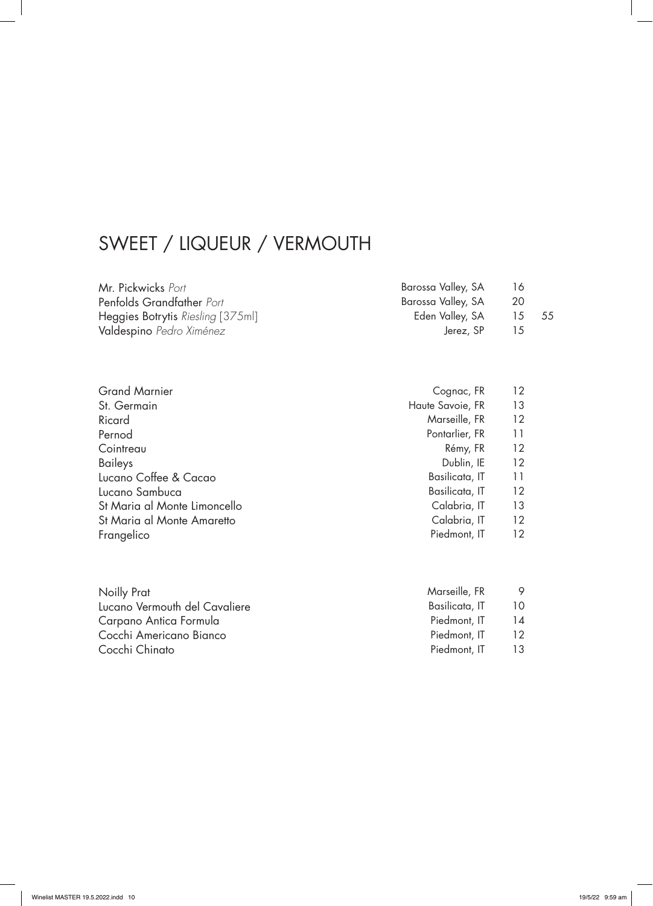# SWEET / LIQUEUR / VERMOUTH

| | | | |
|---|---|---|---|
| Mr. Pickwicks *Port* | Barossa Valley, SA | 16 | |
| Penfolds Grandfather *Port* | Barossa Valley, SA | 20 | |
| Heggies Botrytis *Riesling* [375ml] | Eden Valley, SA | 15 | 55 |
| Valdespino *Pedro Ximénez* | Jerez, SP | 15 | |

| | | |
|---|---|---|
| Grand Marnier | Cognac, FR | 12 |
| St. Germain | Haute Savoie, FR | 13 |
| Ricard | Marseille, FR | 12 |
| Pernod | Pontarlier, FR | 11 |
| Cointreau | Rémy, FR | 12 |
| Baileys | Dublin, IE | 12 |
| Lucano Coffee & Cacao | Basilicata, IT | 11 |
| Lucano Sambuca | Basilicata, IT | 12 |
| St Maria al Monte Limoncello | Calabria, IT | 13 |
| St Maria al Monte Amaretto | Calabria, IT | 12 |
| Frangelico | Piedmont, IT | 12 |

| | | |
|---|---|---|
| Noilly Prat | Marseille, FR | 9 |
| Lucano Vermouth del Cavaliere | Basilicata, IT | 10 |
| Carpano Antica Formula | Piedmont, IT | 14 |
| Cocchi Americano Bianco | Piedmont, IT | 12 |
| Cocchi Chinato | Piedmont, IT | 13 |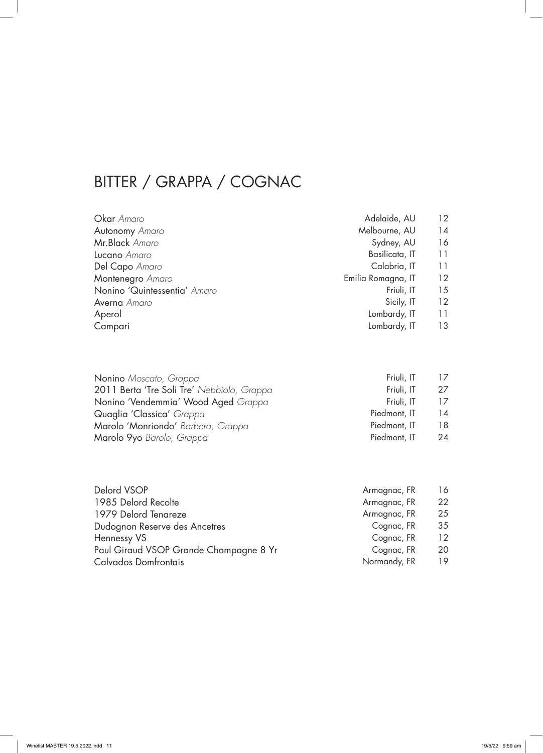# BITTER / GRAPPA / COGNAC

| | | |
|---|---|---|
| Okar *Amaro* | Adelaide, AU | 12 |
| Autonomy *Amaro* | Melbourne, AU | 14 |
| Mr.Black *Amaro* | Sydney, AU | 16 |
| Lucano *Amaro* | Basilicata, IT | 11 |
| Del Capo *Amaro* | Calabria, IT | 11 |
| Montenegro *Amaro* | Emilia Romagna, IT | 12 |
| Nonino 'Quintessentia' *Amaro* | Friuli, IT | 15 |
| Averna *Amaro* | Sicily, IT | 12 |
| Aperol | Lombardy, IT | 11 |
| Campari | Lombardy, IT | 13 |

| | | |
|---|---|---|
| Nonino *Moscato, Grappa* | Friuli, IT | 17 |
| 2011 Berta 'Tre Soli Tre' *Nebbiolo, Grappa* | Friuli, IT | 27 |
| Nonino 'Vendemmia' Wood Aged *Grappa* | Friuli, IT | 17 |
| Quaglia 'Classica' *Grappa* | Piedmont, IT | 14 |
| Marolo 'Monriondo' *Barbera, Grappa* | Piedmont, IT | 18 |
| Marolo 9yo *Barolo, Grappa* | Piedmont, IT | 24 |

| | | |
|---|---|---|
| Delord VSOP | Armagnac, FR | 16 |
| 1985 Delord Recolte | Armagnac, FR | 22 |
| 1979 Delord Tenareze | Armagnac, FR | 25 |
| Dudognon Reserve des Ancetres | Cognac, FR | 35 |
| Hennessy VS | Cognac, FR | 12 |
| Paul Giraud VSOP Grande Champagne 8 Yr | Cognac, FR | 20 |
| Calvados Domfrontais | Normandy, FR | 19 |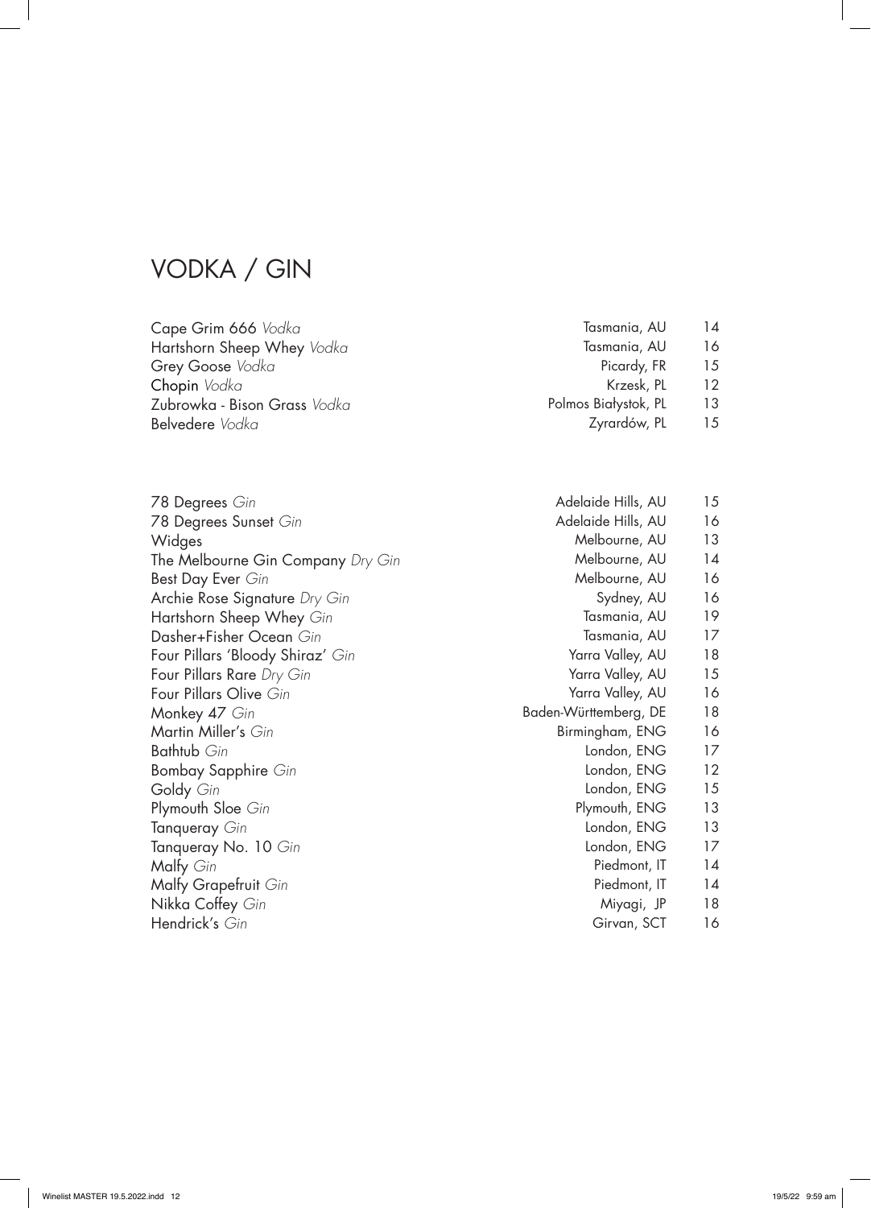# VODKA / GIN

| | | |
|---|---|---|
| Cape Grim 666 *Vodka* | Tasmania, AU | 14 |
| Hartshorn Sheep Whey *Vodka* | Tasmania, AU | 16 |
| Grey Goose *Vodka* | Picardy, FR | 15 |
| Chopin *Vodka* | Krzesk, PL | 12 |
| Zubrowka - Bison Grass *Vodka* | Polmos Białystok, PL | 13 |
| Belvedere *Vodka* | Zyrardów, PL | 15 |

| | | |
|---|---|---|
| 78 Degrees *Gin* | Adelaide Hills, AU | 15 |
| 78 Degrees Sunset *Gin* | Adelaide Hills, AU | 16 |
| Widges | Melbourne, AU | 13 |
| The Melbourne Gin Company *Dry Gin* | Melbourne, AU | 14 |
| Best Day Ever *Gin* | Melbourne, AU | 16 |
| Archie Rose Signature *Dry Gin* | Sydney, AU | 16 |
| Hartshorn Sheep Whey *Gin* | Tasmania, AU | 19 |
| Dasher+Fisher Ocean *Gin* | Tasmania, AU | 17 |
| Four Pillars 'Bloody Shiraz' *Gin* | Yarra Valley, AU | 18 |
| Four Pillars Rare *Dry Gin* | Yarra Valley, AU | 15 |
| Four Pillars Olive *Gin* | Yarra Valley, AU | 16 |
| Monkey 47 *Gin* | Baden-Württemberg, DE | 18 |
| Martin Miller's *Gin* | Birmingham, ENG | 16 |
| Bathtub *Gin* | London, ENG | 17 |
| Bombay Sapphire *Gin* | London, ENG | 12 |
| Goldy *Gin* | London, ENG | 15 |
| Plymouth Sloe *Gin* | Plymouth, ENG | 13 |
| Tanqueray *Gin* | London, ENG | 13 |
| Tanqueray No. 10 *Gin* | London, ENG | 17 |
| Malfy *Gin* | Piedmont, IT | 14 |
| Malfy Grapefruit *Gin* | Piedmont, IT | 14 |
| Nikka Coffey *Gin* | Miyagi, JP | 18 |
| Hendrick's *Gin* | Girvan, SCT | 16 |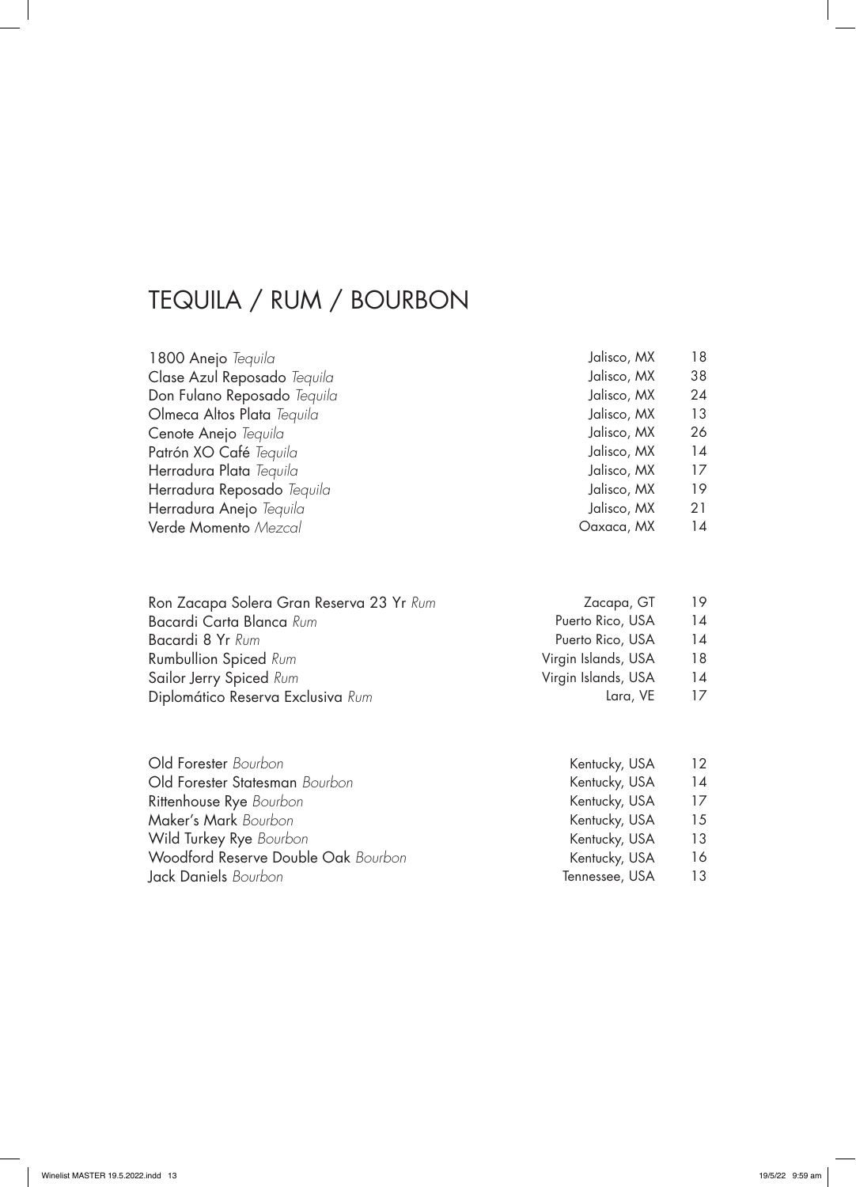# TEQUILA / RUM / BOURBON

| | | |
|---|---|---|
| 1800 Anejo *Tequila* | Jalisco, MX | 18 |
| Clase Azul Reposado *Tequila* | Jalisco, MX | 38 |
| Don Fulano Reposado *Tequila* | Jalisco, MX | 24 |
| Olmeca Altos Plata *Tequila* | Jalisco, MX | 13 |
| Cenote Anejo *Tequila* | Jalisco, MX | 26 |
| Patrón XO Café *Tequila* | Jalisco, MX | 14 |
| Herradura Plata *Tequila* | Jalisco, MX | 17 |
| Herradura Reposado *Tequila* | Jalisco, MX | 19 |
| Herradura Anejo *Tequila* | Jalisco, MX | 21 |
| Verde Momento *Mezcal* | Oaxaca, MX | 14 |

| | | |
|---|---|---|
| Ron Zacapa Solera Gran Reserva 23 Yr *Rum* | Zacapa, GT | 19 |
| Bacardi Carta Blanca *Rum* | Puerto Rico, USA | 14 |
| Bacardi 8 Yr *Rum* | Puerto Rico, USA | 14 |
| Rumbullion Spiced *Rum* | Virgin Islands, USA | 18 |
| Sailor Jerry Spiced *Rum* | Virgin Islands, USA | 14 |
| Diplomático Reserva Exclusiva *Rum* | Lara, VE | 17 |

| | | |
|---|---|---|
| Old Forester *Bourbon* | Kentucky, USA | 12 |
| Old Forester Statesman *Bourbon* | Kentucky, USA | 14 |
| Rittenhouse Rye *Bourbon* | Kentucky, USA | 17 |
| Maker's Mark *Bourbon* | Kentucky, USA | 15 |
| Wild Turkey Rye *Bourbon* | Kentucky, USA | 13 |
| Woodford Reserve Double Oak *Bourbon* | Kentucky, USA | 16 |
| Jack Daniels *Bourbon* | Tennessee, USA | 13 |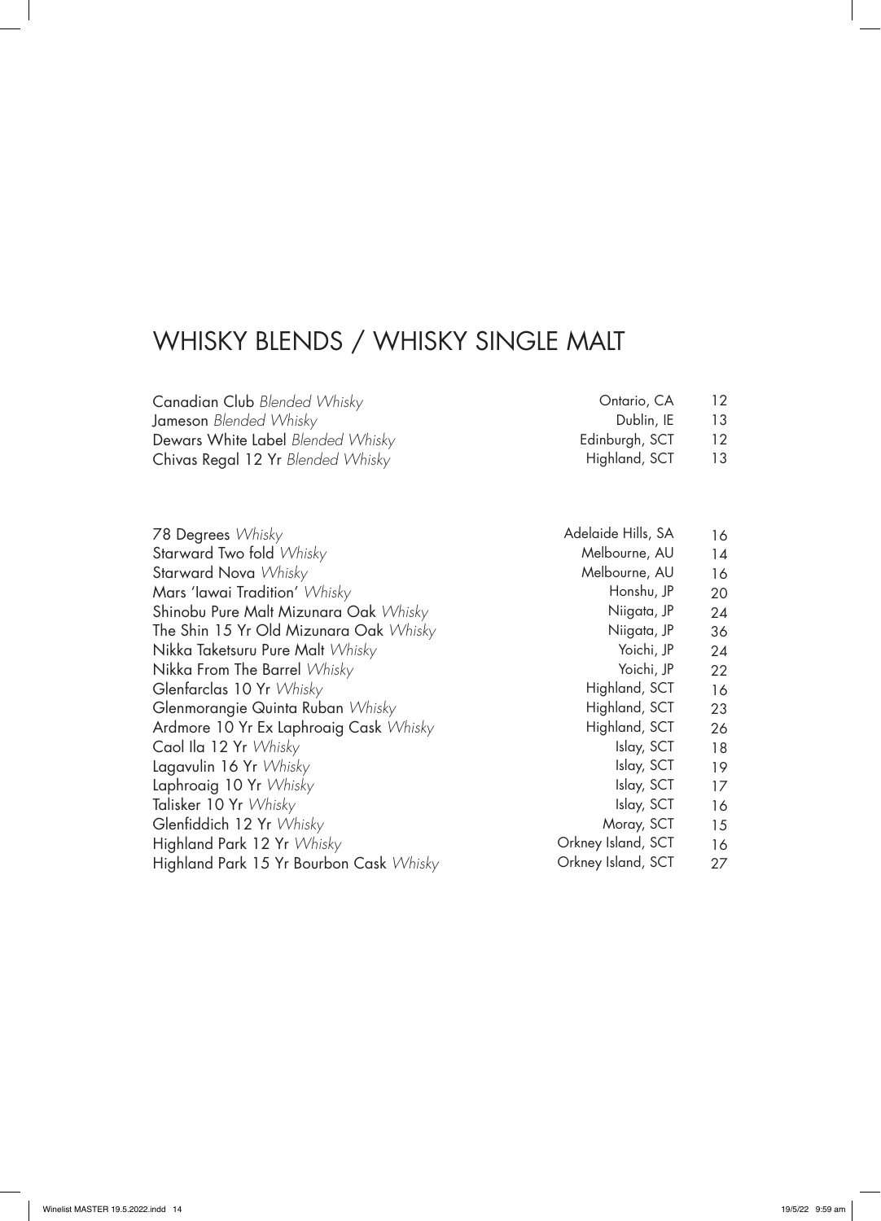# WHISKY BLENDS / WHISKY SINGLE MALT

| | | |
|---|---|---|
| Canadian Club *Blended Whisky* | Ontario, CA | 12 |
| Jameson *Blended Whisky* | Dublin, IE | 13 |
| Dewars White Label *Blended Whisky* | Edinburgh, SCT | 12 |
| Chivas Regal 12 Yr *Blended Whisky* | Highland, SCT | 13 |

| | | |
|---|---|---|
| 78 Degrees *Whisky* | Adelaide Hills, SA | 16 |
| Starward Two fold *Whisky* | Melbourne, AU | 14 |
| Starward Nova *Whisky* | Melbourne, AU | 16 |
| Mars 'Iawai Tradition' *Whisky* | Honshu, JP | 20 |
| Shinobu Pure Malt Mizunara Oak *Whisky* | Niigata, JP | 24 |
| The Shin 15 Yr Old Mizunara Oak *Whisky* | Niigata, JP | 36 |
| Nikka Taketsuru Pure Malt *Whisky* | Yoichi, JP | 24 |
| Nikka From The Barrel *Whisky* | Yoichi, JP | 22 |
| Glenfarclas 10 Yr *Whisky* | Highland, SCT | 16 |
| Glenmorangie Quinta Ruban *Whisky* | Highland, SCT | 23 |
| Ardmore 10 Yr Ex Laphroaig Cask *Whisky* | Highland, SCT | 26 |
| Caol Ila 12 Yr *Whisky* | Islay, SCT | 18 |
| Lagavulin 16 Yr *Whisky* | Islay, SCT | 19 |
| Laphroaig 10 Yr *Whisky* | Islay, SCT | 17 |
| Talisker 10 Yr *Whisky* | Islay, SCT | 16 |
| Glenfiddich 12 Yr *Whisky* | Moray, SCT | 15 |
| Highland Park 12 Yr *Whisky* | Orkney Island, SCT | 16 |
| Highland Park 15 Yr Bourbon Cask *Whisky* | Orkney Island, SCT | 27 |